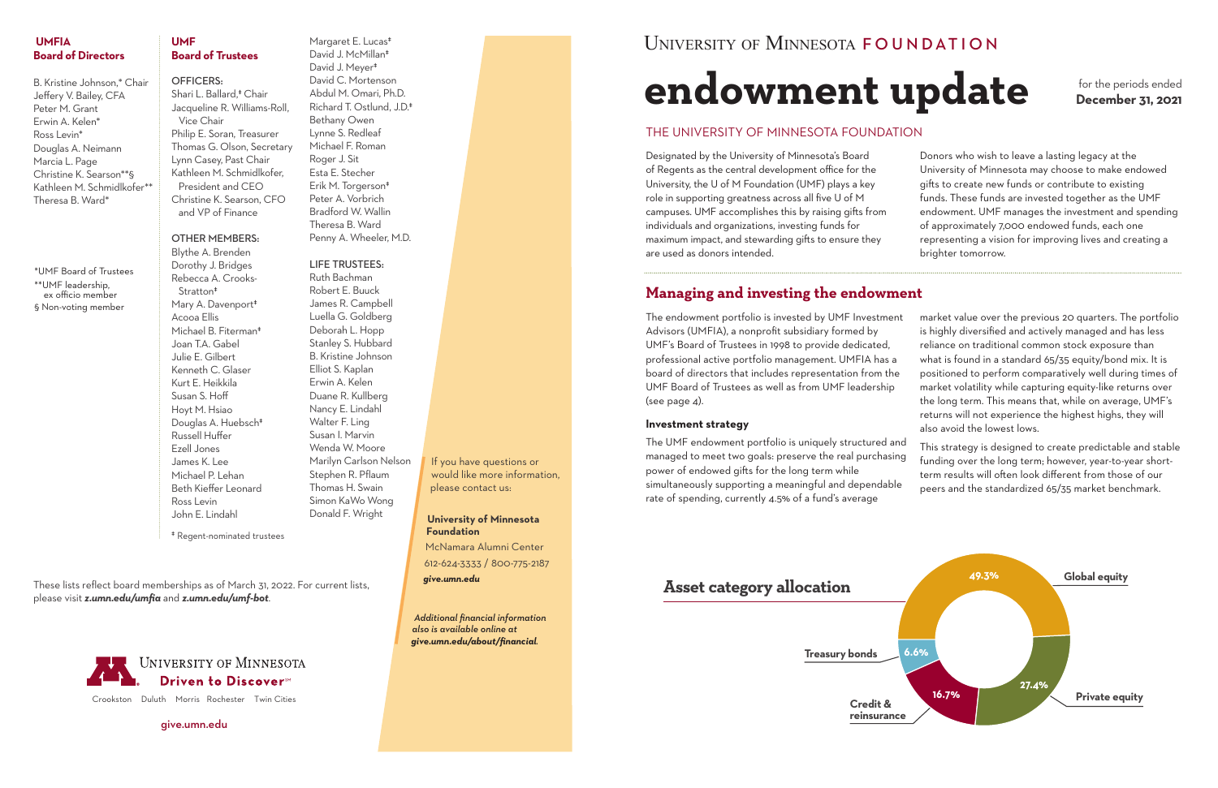# University of Minnesota FOUNDATION

# endowment update

for the periods ended **December 31, 2021**

## THE UNIVERSITY OF MINNESOTA FOUNDATION

Designated by the University of Minnesota's Board of Regents as the central development office for the University, the U of M Foundation (UMF) plays a key role in supporting greatness across all five U of M campuses. UMF accomplishes this by raising gifts from individuals and organizations, investing funds for maximum impact, and stewarding gifts to ensure they are used as donors intended.

Donors who wish to leave a lasting legacy at the University of Minnesota may choose to make endowed gifts to create new funds or contribute to existing funds. These funds are invested together as the UMF endowment. UMF manages the investment and spending of approximately 7,000 endowed funds, each one representing a vision for improving lives and creating a brighter tomorrow.

## Managing and investing the endowment

The endowment portfolio is invested by UMF Investment Advisors (UMFIA), a nonprofit subsidiary formed by UMF's Board of Trustees in 1998 to provide dedicated, professional active portfolio management. UMFIA has a board of directors that includes representation from the UMF Board of Trustees as well as from UMF leadership (see page 4).

### Investment strategy

The UMF endowment portfolio is uniquely structured and managed to meet two goals: preserve the real purchasing power of endowed gifts for the long term while simultaneously supporting a meaningful and dependable rate of spending, currently 4.5% of a fund's average market value over the previous 20 quarters. The portfolio is highly diversified and actively managed and has less reliance on traditional common stock exposure than what is found in a standard 65/35 equity/bond mix. It is positioned to perform comparatively well during times of market volatility while capturing equity-like returns over the long term. This means that, while on average, UMF's returns will not experience the highest highs, they will also avoid the lowest lows.

This strategy is designed to create predictable and stable funding over the long term; however, year-to-year short-term results will often look different from those of our peers and the standardized 65/35 market benchmark.

### Asset category allocation

| Asset category | Allocation |
|---|---|
| Global equity | 49.3% |
| Private equity | 27.4% |
| Credit & reinsurance | 16.7% |
| Treasury bonds | 6.6% |

---

## UMFIA Board of Directors

B. Kristine Johnson,* Chair
Jeffery V. Bailey, CFA
Peter M. Grant
Erwin A. Kelen*
Ross Levin*
Douglas A. Neimann
Marcia L. Page
Christine K. Searson**§
Kathleen M. Schmidlkofer**
Theresa B. Ward*

*UMF Board of Trustees
**UMF leadership, ex officio member
§ Non-voting member

## UMF Board of Trustees

OFFICERS:
Shari L. Ballard,‡ Chair
Jacqueline R. Williams-Roll, Vice Chair
Philip E. Soran, Treasurer
Thomas G. Olson, Secretary
Lynn Casey, Past Chair
Kathleen M. Schmidlkofer, President and CEO
Christine K. Searson, CFO and VP of Finance

OTHER MEMBERS:
Blythe A. Brenden
Dorothy J. Bridges
Rebecca A. Crooks-Stratton‡
Mary A. Davenport‡
Acooa Ellis
Michael B. Fiterman‡
Joan T.A. Gabel
Julie E. Gilbert
Kenneth C. Glaser
Kurt E. Heikkila
Susan S. Hoff
Hoyt M. Hsiao
Douglas A. Huebsch‡
Russell Huffer
Ezell Jones
James K. Lee
Michael P. Lehan
Beth Kieffer Leonard
Ross Levin
John E. Lindahl
Margaret E. Lucas‡
David J. McMillan‡
David J. Meyer‡
David C. Mortenson
Abdul M. Omari, Ph.D.
Richard T. Ostlund, J.D.‡
Bethany Owen
Lynne S. Redleaf
Michael F. Roman
Roger J. Sit
Esta E. Stecher
Erik M. Torgerson‡
Peter A. Vorbrich
Bradford W. Wallin
Theresa B. Ward
Penny A. Wheeler, M.D.

LIFE TRUSTEES:
Ruth Bachman
Robert E. Buuck
James R. Campbell
Luella G. Goldberg
Deborah L. Hopp
Stanley S. Hubbard
B. Kristine Johnson
Elliot S. Kaplan
Erwin A. Kelen
Duane R. Kullberg
Nancy E. Lindahl
Walter F. Ling
Susan I. Marvin
Wenda W. Moore
Marilyn Carlson Nelson
Stephen R. Pflaum
Thomas H. Swain
Simon KaWo Wong
Donald F. Wright

‡ Regent-nominated trustees

These lists reflect board memberships as of March 31, 2022. For current lists, please visit ***z.umn.edu/umfia*** and ***z.umn.edu/umf-bot***.

If you have questions or would like more information, please contact us:

**University of Minnesota Foundation**
McNamara Alumni Center
612-624-3333 / 800-775-2187
***give.umn.edu***

*Additional financial information also is available online at **give.umn.edu/about/financial**.*

University of Minnesota
**Driven to Discover℠**
Crookston Duluth Morris Rochester Twin Cities

give.umn.edu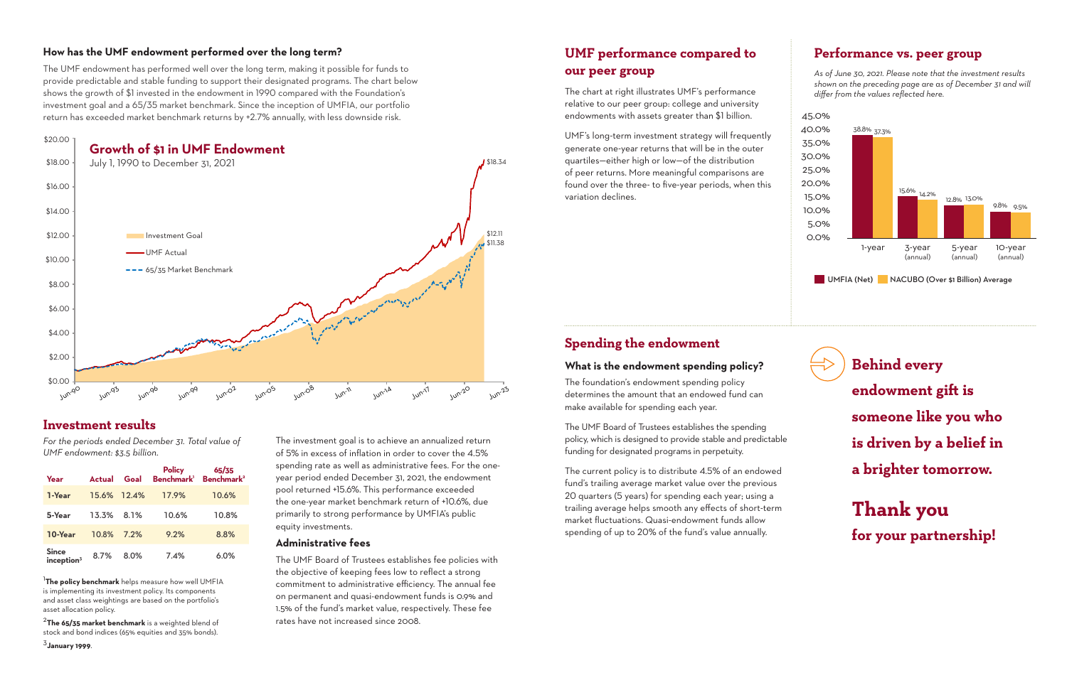### How has the UMF endowment performed over the long term?

The UMF endowment has performed well over the long term, making it possible for funds to provide predictable and stable funding to support their designated programs. The chart below shows the growth of $1 invested in the endowment in 1990 compared with the Foundation's investment goal and a 65/35 market benchmark. Since the inception of UMFIA, our portfolio return has exceeded market benchmark returns by +2.7% annually, with less downside risk.

**Growth of $1 in UMF Endowment**

July 1, 1990 to December 31, 2021

Investment Goal

UMF Actual

65/35 Market Benchmark

$18.34

$12.11

$11.38

$20.00 $18.00 $16.00 $14.00 $12.00 $10.00 $8.00 $6.00 $4.00 $2.00 $0.00

Jun-90 Jun-93 Jun-96 Jun-99 Jun-02 Jun-05 Jun-08 Jun-11 Jun-14 Jun-17 Jun-20 Jun-23

## Investment results

*For the periods ended December 31. Total value of UMF endowment: $3.5 billion.*

| Year | Actual | Goal | Policy Benchmark[1] | 65/35 Benchmark[2] |
|---|---|---|---|---|
| 1-Year | 15.6% | 12.4% | 17.9% | 10.6% |
| 5-Year | 13.3% | 8.1% | 10.6% | 10.8% |
| 10-Year | 10.8% | 7.2% | 9.2% | 8.8% |
| Since inception[3] | 8.7% | 8.0% | 7.4% | 6.0% |

[1]**The policy benchmark** helps measure how well UMFIA is implementing its investment policy. Its components and asset class weightings are based on the portfolio's asset allocation policy.

[2]**The 65/35 market benchmark** is a weighted blend of stock and bond indices (65% equities and 35% bonds).

[3]**January 1999**.

The investment goal is to achieve an annualized return of 5% in excess of inflation in order to cover the 4.5% spending rate as well as administrative fees. For the one-year period ended December 31, 2021, the endowment pool returned +15.6%. This performance exceeded the one-year market benchmark return of +10.6%, due primarily to strong performance by UMFIA's public equity investments.

### Administrative fees

The UMF Board of Trustees establishes fee policies with the objective of keeping fees low to reflect a strong commitment to administrative efficiency. The annual fee on permanent and quasi-endowment funds is 0.9% and 1.5% of the fund's market value, respectively. These fee rates have not increased since 2008.

## UMF performance compared to our peer group

The chart at right illustrates UMF's performance relative to our peer group: college and university endowments with assets greater than $1 billion.

UMF's long-term investment strategy will frequently generate one-year returns that will be in the outer quartiles—either high or low—of the distribution of peer returns. More meaningful comparisons are found over the three- to five-year periods, when this variation declines.

## Performance vs. peer group

*As of June 30, 2021. Please note that the investment results shown on the preceding page are as of December 31 and will differ from the values reflected here.*

45.0% 40.0% 35.0% 30.0% 25.0% 20.0% 15.0% 10.0% 5.0% 0.0%

1-year: 38.8% 37.3%

3-year (annual): 15.6% 14.2%

5-year (annual): 12.8% 13.0%

10-year (annual): 9.8% 9.5%

UMFIA (Net) NACUBO (Over $1 Billion) Average

## Spending the endowment

### What is the endowment spending policy?

The foundation's endowment spending policy determines the amount that an endowed fund can make available for spending each year.

The UMF Board of Trustees establishes the spending policy, which is designed to provide stable and predictable funding for designated programs in perpetuity.

The current policy is to distribute 4.5% of an endowed fund's trailing average market value over the previous 20 quarters (5 years) for spending each year; using a trailing average helps smooth any effects of short-term market fluctuations. Quasi-endowment funds allow spending of up to 20% of the fund's value annually.

**Behind every endowment gift is someone like you who is driven by a belief in a brighter tomorrow.**

**Thank you for your partnership!**